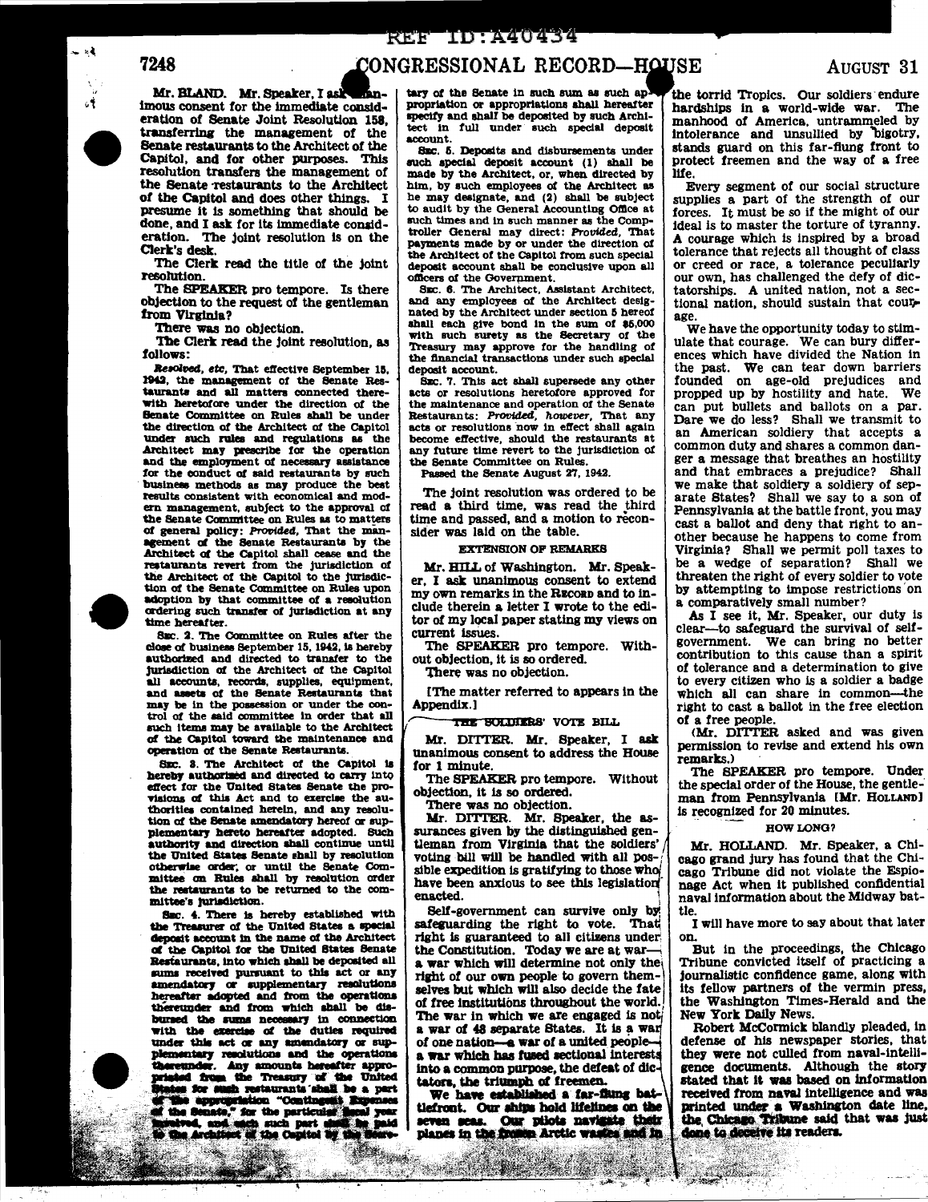Mr. BLAND. Mr. Speaker, I ask unanimous consent for the immediate consideration of Senate Joint Resolution 158, transferring the management of the Senate restaurants to the Architect of the Capitol, and for other purposes. This resolution transfers the management of the Senate restaurants to the Architect of the Capitol and does other things. I presume it is something that should be done, and I ask for its immediate consideration. The joint resolution is on the Clerk's desk.

The Clerk read the title of the joint resolution.

The SPEAKER pro tempore. Is there objection to the request of the gentleman from Virginia?

There was no objection.

The Clerk read the joint resolution, as follows:

*Resolved, etc,* That effective September 15, 1942, the management of the Senate Restaurants and all matters connected therewith heretofore under the direction of the Senate Committee on Rules shall be under the direction of the Architect of the Capitol under such rules and regulations as the Architect may prescribe for the operation and the employment of necessary assistance for the conduct of said restaurants by such business methods as may produce the best results consistent with economical and modern management, subject to the approval of the Senate Committee on Rules as to matters of general policy: *Provided,* That the management of the Senate Restaurants by the Architect of the Capitol shall cease and the restaurants revert from the jurisdiction of the Architect of the Capitol to the jurisdiction of the Senate Committee on Rules upon adoption by that committee of a resolution ordering such transfer of jurisdiction at any time hereafter.

SEC. 2. The Committee on Rules after the close of business September 15, 1942, is hereby authorized and directed to transfer to the jurisdiction of the Architect of the Capitol all accounts, records, supplies, equipment, and assets of the Senate Restaurants that may be in the possession or under the control of the said committee in order that all such items may be available to the Architect of the Capitol toward the maintenance and operation of the Senate Restaurants.

SEC. 3. The Architect of the Capitol is hereby authorized and directed to carry into effect for the United States Senate the provisions of this Act and to exercise the authorities contained herein, and any resolution of the Senate amendatory hereof or supplementary hereto hereafter adopted. Such authority and direction shall continue until the United States Senate shall by resolution otherwise order, or until the Senate Committee on Rules shall by resolution order the restaurants to be returned to the committee's jurisdiction.

SEC. 4. There is hereby established with the Treasurer of the United States a special deposit account in the name of the Architect of the Capitol for the United States Senate Restaurants, into which shall be deposited all sums received pursuant to this act or any amendatory or supplementary resolutions hereafter adopted and from the operations thereunder and from which shall be disbursed the sums necessary in connection with the exercise of the duties required under this act or any amendatory or supplementary resolutions and the operations thereunder. Any amounts hereafter appropriated from the Treasury of the United States for such restaurants shall be a part of the appropriation "Contingent Expenses of the Senate," for the particular fiscal year involved, and each such part shall be paid to the Architect of the Capitol by the Secretary of the Senate in such sum as such appropriation or appropriations shall hereafter specify and shall be deposited by such Architect in full under such special deposit account.

SEC. 5. Deposits and disbursements under such special deposit account (1) shall be made by the Architect, or, when directed by him, by such employees of the Architect as he may designate, and (2) shall be subject to audit by the General Accounting Office at such times and in such manner as the Comptroller General may direct: *Provided,* That payments made by or under the direction of the Architect of the Capitol from such special deposit account shall be conclusive upon all officers of the Government.

SEC. 6. The Architect, Assistant Architect, and any employees of the Architect designated by the Architect under section 5 hereof shall each give bond in the sum of $5,000 with such surety as the Secretary of the Treasury may approve for the handling of the financial transactions under such special deposit account.

SEC. 7. This act shall supersede any other acts or resolutions heretofore approved for the maintenance and operation of the Senate Restaurants: *Provided, however,* That any acts or resolutions now in effect shall again become effective, should the restaurants at any future time revert to the jurisdiction of the Senate Committee on Rules.

Passed the Senate August 27, 1942.

The joint resolution was ordered to be read a third time, was read the third time and passed, and a motion to reconsider was laid on the table.

### EXTENSION OF REMARKS

Mr. HILL of Washington. Mr. Speaker, I ask unanimous consent to extend my own remarks in the RECORD and to include therein a letter I wrote to the editor of my local paper stating my views on current issues.

The SPEAKER pro tempore. Without objection, it is so ordered.

There was no objection.

[The matter referred to appears in the Appendix.]

### THE SOLDIERS' VOTE BILL

Mr. DITTER. Mr. Speaker, I ask unanimous consent to address the House for 1 minute.

The SPEAKER pro tempore. Without objection, it is so ordered.

There was no objection.

Mr. DITTER. Mr. Speaker, the assurances given by the distinguished gentleman from Virginia that the soldiers' voting bill will be handled with all possible expedition is gratifying to those who have been anxious to see this legislation enacted.

Self-government can survive only by safeguarding the right to vote. That right is guaranteed to all citizens under the Constitution. Today we are at war—a war which will determine not only the right of our own people to govern themselves but which will also decide the fate of free institutions throughout the world. The war in which we are engaged is not a war of 48 separate States. It is a war of one nation—a war of a united people—a war which has fused sectional interests into a common purpose, the defeat of dictators, the triumph of freemen.

We have established a far-flung battlefront. Our ships hold lifelines on the seven seas. Our pilots navigate their planes in the frozen Arctic wastes and in the torrid Tropics. Our soldiers endure hardships in a world-wide war. The manhood of America, untrammeled by intolerance and unsullied by bigotry, stands guard on this far-flung front to protect freemen and the way of a free life.

Every segment of our social structure supplies a part of the strength of our forces. It must be so if the might of our ideal is to master the torture of tyranny. A courage which is inspired by a broad tolerance that rejects all thought of class or creed or race, a tolerance peculiarly our own, has challenged the defy of dictatorships. A united nation, not a sectional nation, should sustain that courage.

We have the opportunity today to stimulate that courage. We can bury differences which have divided the Nation in the past. We can tear down barriers founded on age-old prejudices and propped up by hostility and hate. We can put bullets and ballots on a par. Dare we do less? Shall we transmit to an American soldiery that accepts a common duty and shares a common danger a message that breathes an hostility and that embraces a prejudice? Shall we make that soldiery a soldiery of separate States? Shall we say to a son of Pennsylvania at the battle front, you may cast a ballot and deny that right to another because he happens to come from Virginia? Shall we permit poll taxes to be a wedge of separation? Shall we threaten the right of every soldier to vote by attempting to impose restrictions on a comparatively small number?

As I see it, Mr. Speaker, our duty is clear—to safeguard the survival of self-government. We can bring no better contribution to this cause than a spirit of tolerance and a determination to give to every citizen who is a soldier a badge which all can share in common—the right to cast a ballot in the free election of a free people.

(Mr. DITTER asked and was given permission to revise and extend his own remarks.)

The SPEAKER pro tempore. Under the special order of the House, the gentleman from Pennsylvania [Mr. HOLLAND] is recognized for 20 minutes.

### HOW LONG?

Mr. HOLLAND. Mr. Speaker, a Chicago grand jury has found that the Chicago Tribune did not violate the Espionage Act when it published confidential naval information about the Midway battle.

I will have more to say about that later on.

But in the proceedings, the Chicago Tribune convicted itself of practicing a journalistic confidence game, along with its fellow partners of the vermin press, the Washington Times-Herald and the New York Daily News.

Robert McCormick blandly pleaded, in defense of his newspaper stories, that they were not culled from naval-intelligence documents. Although the story stated that it was based on information received from naval intelligence and was printed under a Washington date line, the Chicago Tribune said that was just done to deceive its readers.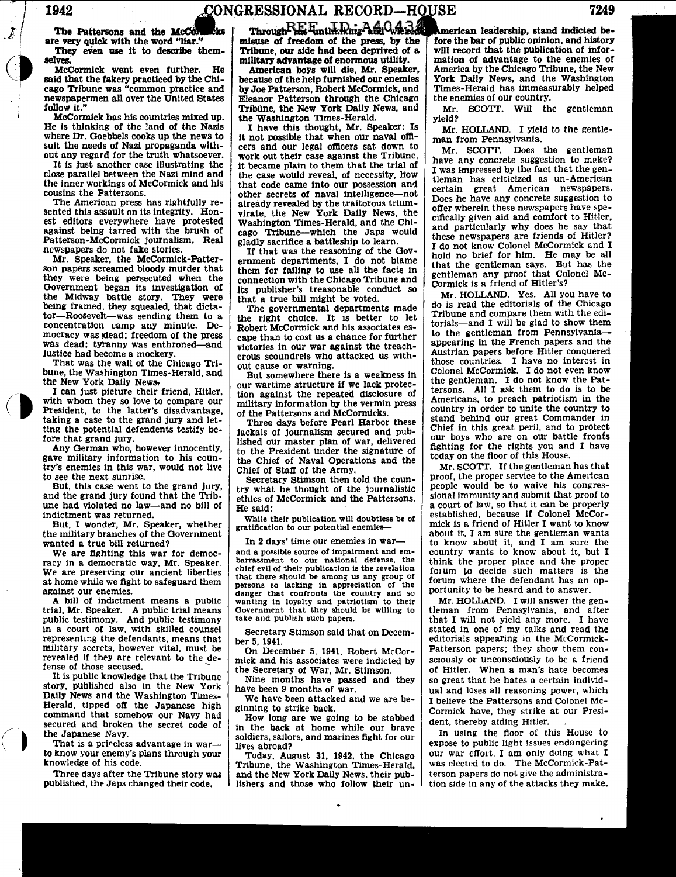The Pattersons and the McCormicks are very quick with the word "liar."

They even use it to describe themselves.

McCormick went even further. He said that the fakery practiced by the Chicago Tribune was "common practice and newspapermen all over the United States follow it."

McCormick has his countries mixed up. He is thinking of the land of the Nazis where Dr. Goebbels cooks up the news to suit the needs of Nazi propaganda without any regard for the truth whatsoever.

It is just another case illustrating the close parallel between the Nazi mind and the inner workings of McCormick and his cousins the Pattersons.

The American press has rightfully resented this assault on its integrity. Honest editors everywhere have protested against being tarred with the brush of Patterson-McCormick journalism. Real newspapers do not fake stories.

Mr. Speaker, the McCormick-Patterson papers screamed bloody murder that they were being persecuted when the Government began its investigation of the Midway battle story. They were being framed, they squealed, that dictator—Roosevelt—was sending them to a concentration camp any minute. Democracy was dead; freedom of the press was dead; tyranny was enthroned—and justice had become a mockery.

That was the wail of the Chicago Tribune, the Washington Times-Herald, and the New York Daily News.

I can just picture their friend, Hitler, with whom they so love to compare our President, to the latter's disadvantage, taking a case to the grand jury and letting the potential defendents testify before that grand jury.

Any German who, however innocently, gave military information to his country's enemies in this war, would not live to see the next sunrise.

But, this case went to the grand jury, and the grand jury found that the Tribune had violated no law—and no bill of indictment was returned.

But, I wonder, Mr. Speaker, whether the military branches of the Government wanted a true bill returned?

We are fighting this war for democracy in a democratic way, Mr. Speaker. We are preserving our ancient liberties at home while we fight to safeguard them against our enemies.

A bill of indictment means a public trial, Mr. Speaker. A public trial means public testimony. And public testimony in a court of law, with skilled counsel representing the defendants, means that military secrets, however vital, must be revealed if they are relevant to the defense of those accused.

It is public knowledge that the Tribune story, published also in the New York Daily News and the Washington Times-Herald, tipped off the Japanese high command that somehow our Navy had secured and broken the secret code of the Japanese Navy.

That is a priceless advantage in war—to know your enemy's plans through your knowledge of his code.

Three days after the Tribune story was published, the Japs changed their code. Through the unthinking and wicked misuse of freedom of the press, by the Tribune, our side had been deprived of a military advantage of enormous utility.

American boys will die, Mr. Speaker, because of the help furnished our enemies by Joe Patterson, Robert McCormick, and Eleanor Patterson through the Chicago Tribune, the New York Daily News, and the Washington Times-Herald.

I have this thought, Mr. Speaker: Is it not possible that when our naval officers and our legal officers sat down to work out their case against the Tribune, it became plain to them that the trial of the case would reveal, of necessity, how that code came into our possession and other secrets of naval intelligence—not already revealed by the traitorous triumvirate, the New York Daily News, the Washington Times-Herald, and the Chicago Tribune—which the Japs would gladly sacrifice a battleship to learn.

If that was the reasoning of the Government departments, I do not blame them for failing to use all the facts in connection with the Chicago Tribune and its publisher's treasonable conduct so that a true bill might be voted.

The governmental departments made the right choice. It is better to let Robert McCormick and his associates escape than to cost us a chance for further victories in our war against the treacherous scoundrels who attacked us without cause or warning.

But somewhere there is a weakness in our wartime structure if we lack protection against the repeated disclosure of military information by the vermin press of the Pattersons and McCormicks.

Three days before Pearl Harbor these jackals of journalism secured and published our master plan of war, delivered to the President under the signature of the Chief of Naval Operations and the Chief of Staff of the Army.

Secretary Stimson then told the country what he thought of the journalistic ethics of McCormick and the Pattersons. He said:

> While their publication will doubtless be of gratification to our potential enemies—

In 2 days' time our enemies in war—

> and a possible source of impairment and embarrassment to our national defense, the chief evil of their publication is the revelation that there should be among us any group of persons so lacking in appreciation of the danger that confronts the country and so wanting in loyalty and patriotism to their Government that they should be willing to take and publish such papers.

Secretary Stimson said that on December 5, 1941.

On December 5, 1941, Robert McCormick and his associates were indicted by the Secretary of War, Mr. Stimson.

Nine months have passed and they have been 9 months of war.

We have been attacked and we are beginning to strike back.

How long are we going to be stabbed in the back at home while our brave soldiers, sailors, and marines fight for our lives abroad?

Today, August 31, 1942, the Chicago Tribune, the Washington Times-Herald, and the New York Daily News, their publishers and those who follow their un-American leadership, stand indicted before the bar of public opinion, and history will record that the publication of information of advantage to the enemies of America by the Chicago Tribune, the New York Daily News, and the Washington Times-Herald has immeasurably helped the enemies of our country.

Mr. SCOTT. Will the gentleman yield?

Mr. HOLLAND. I yield to the gentleman from Pennsylvania.

Mr. SCOTT. Does the gentleman have any concrete suggestion to make? I was impressed by the fact that the gentleman has criticized as un-American certain great American newspapers. Does he have any concrete suggestion to offer wherein these newspapers have specifically given aid and comfort to Hitler, and particularly why does he say that these newspapers are friends of Hitler? I do not know Colonel McCormick and I hold no brief for him. He may be all that the gentleman says. But has the gentleman any proof that Colonel McCormick is a friend of Hitler's?

Mr. HOLLAND. Yes. All you have to do is read the editorials of the Chicago Tribune and compare them with the editorials—and I will be glad to show them to the gentleman from Pennsylvania—appearing in the French papers and the Austrian papers before Hitler conquered those countries. I have no interest in Colonel McCormick. I do not even know the gentleman. I do not know the Pattersons. All I ask them to do is to be Americans, to preach patriotism in the country in order to unite the country to stand behind our great Commander in Chief in this great peril, and to protect our boys who are on our battle fronts fighting for the rights you and I have today on the floor of this House.

Mr. SCOTT. If the gentleman has that proof, the proper service to the American people would be to waive his congressional immunity and submit that proof to a court of law, so that it can be properly established, because if Colonel McCormick is a friend of Hitler I want to know about it, I am sure the gentleman wants to know about it, and I am sure the country wants to know about it, but I think the proper place and the proper forum to decide such matters is the forum where the defendant has an opportunity to be heard and to answer.

Mr. HOLLAND. I will answer the gentleman from Pennsylvania, and after that I will not yield any more. I have stated in one of my talks and read the editorials appearing in the McCormick-Patterson papers; they show them consciously or unconsciously to be a friend of Hitler. When a man's hate becomes so great that he hates a certain individual and loses all reasoning power, which I believe the Pattersons and Colonel McCormick have, they strike at our President, thereby aiding Hitler.

In using the floor of this House to expose to public light issues endangering our war effort, I am only doing what I was elected to do. The McCormick-Patterson papers do not give the administration side in any of the attacks they make.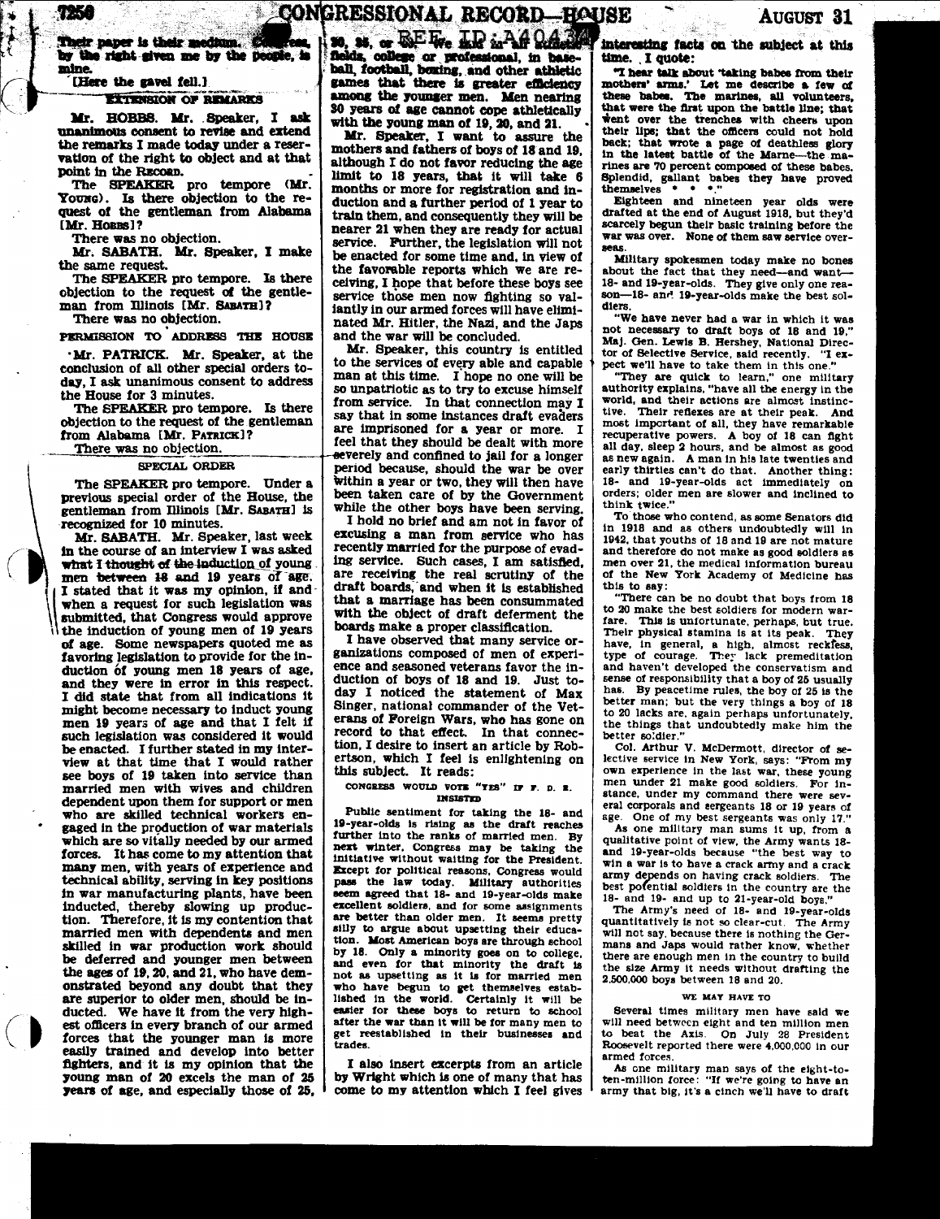Their paper is their medium. Congress, by the right given me by the people, is mine.

[Here the gavel fell.]

EXTENSION OF REMARKS

Mr. HOBBS. Mr. Speaker, I ask unanimous consent to revise and extend the remarks I made today under a reservation of the right to object and at that point in the RECORD.

The SPEAKER pro tempore (Mr. YOUNG). Is there objection to the request of the gentleman from Alabama [Mr. HOBBS]?

There was no objection.

Mr. SABATH. Mr. Speaker, I make the same request.

The SPEAKER pro tempore. Is there objection to the request of the gentleman from Illinois [Mr. SABATH]?

There was no objection.

PERMISSION TO ADDRESS THE HOUSE

Mr. PATRICK. Mr. Speaker, at the conclusion of all other special orders today, I ask unanimous consent to address the House for 3 minutes.

The SPEAKER pro tempore. Is there objection to the request of the gentleman from Alabama [Mr. PATRICK]?

There was no objection.

SPECIAL ORDER

The SPEAKER pro tempore. Under a previous special order of the House, the gentleman from Illinois [Mr. SABATH] is recognized for 10 minutes.

Mr. SABATH. Mr. Speaker, last week in the course of an interview I was asked what I thought of the induction of young men between 18 and 19 years of age. I stated that it was my opinion, if and when a request for such legislation was submitted, that Congress would approve the induction of young men of 19 years of age. Some newspapers quoted me as favoring legislation to provide for the induction of young men 18 years of age, and they were in error in this respect. I did state that from all indications it might become necessary to induct young men 19 years of age and that I felt if such legislation was considered it would be enacted. I further stated in my interview at that time that I would rather see boys of 19 taken into service than married men with wives and children dependent upon them for support or men who are skilled technical workers engaged in the production of war materials which are so vitally needed by our armed forces. It has come to my attention that many men, with years of experience and technical ability, serving in key positions in war manufacturing plants, have been inducted, thereby slowing up production. Therefore, it is my contention that married men with dependents and men skilled in war production work should be deferred and younger men between the ages of 19, 20, and 21, who have demonstrated beyond any doubt that they are superior to older men, should be inducted. We have it from the very highest officers in every branch of our armed forces that the younger man is more easily trained and develop into better fighters, and it is my opinion that the young man of 20 excels the man of 25 years of age, and especially those of 25, 30, 35, or 40. We see in all athletic fields, college or professional, in baseball, football, boxing, and other athletic games that there is greater efficiency among the younger men. Men nearing 30 years of age cannot cope athletically with the young man of 19, 20, and 21.

Mr. Speaker, I want to assure the mothers and fathers of boys of 18 and 19, although I do not favor reducing the age limit to 18 years, that it will take 6 months or more for registration and induction and a further period of 1 year to train them, and consequently they will be nearer 21 when they are ready for actual service. Further, the legislation will not be enacted for some time and, in view of the favorable reports which we are receiving, I hope that before these boys see service those men now fighting so valiantly in our armed forces will have eliminated Mr. Hitler, the Nazi, and the Japs and the war will be concluded.

Mr. Speaker, this country is entitled to the services of every able and capable man at this time. I hope no one will be so unpatriotic as to try to excuse himself from service. In that connection may I say that in some instances draft evaders are imprisoned for a year or more. I feel that they should be dealt with more severely and confined to jail for a longer period because, should the war be over within a year or two, they will then have been taken care of by the Government while the other boys have been serving.

I hold no brief and am not in favor of excusing a man from service who has recently married for the purpose of evading service. Such cases, I am satisfied, are receiving the real scrutiny of the draft boards, and when it is established that a marriage has been consummated with the object of draft deferment the boards make a proper classification.

I have observed that many service organizations composed of men of experience and seasoned veterans favor the induction of boys of 18 and 19. Just today I noticed the statement of Max Singer, national commander of the Veterans of Foreign Wars, who has gone on record to that effect. In that connection, I desire to insert an article by Robertson, which I feel is enlightening on this subject. It reads:

CONGRESS WOULD VOTE "YES" IF F. D. R. INSISTED

Public sentiment for taking the 18- and 19-year-olds is rising as the draft reaches further into the ranks of married men. By next winter, Congress may be taking the initiative without waiting for the President. Except for political reasons, Congress would pass the law today. Military authorities seem agreed that 18- and 19-year-olds make excellent soldiers, and for some assignments are better than older men. It seems pretty silly to argue about upsetting their education. Most American boys are through school by 18. Only a minority goes on to college, and even for that minority the draft is not as upsetting as it is for married men who have begun to get themselves established in the world. Certainly it will be easier for these boys to return to school after the war than it will be for many men to get reestablished in their businesses and trades.

I also insert excerpts from an article by Wright which is one of many that has come to my attention which I feel gives interesting facts on the subject at this time. I quote:

"I hear talk about 'taking babes from their mothers' arms.' Let me describe a few of these babes. The marines, all volunteers, that were the first upon the battle line; that went over the trenches with cheers upon their lips; that the officers could not hold back; that wrote a page of deathless glory in the latest battle of the Marne—the marines are 70 percent composed of these babes. Splendid, gallant babes they have proved themselves * * *."

Eighteen and nineteen year olds were drafted at the end of August 1918, but they'd scarcely begun their basic training before the war was over. None of them saw service overseas.

Military spokesmen today make no bones about the fact that they need—and want—18- and 19-year-olds. They give only one reason—18- and 19-year-olds make the best soldiers.

"We have never had a war in which it was not necessary to draft boys of 18 and 19," Maj. Gen. Lewis B. Hershey, National Director of Selective Service, said recently. "I expect we'll have to take them in this one."

"They are quick to learn," one military authority explains, "have all the energy in the world, and their actions are almost instinctive. Their reflexes are at their peak. And most important of all, they have remarkable recuperative powers. A boy of 18 can fight all day, sleep 2 hours, and be almost as good as new again. A man in his late twenties and early thirties can't do that. Another thing: 18- and 19-year-olds act immediately on orders; older men are slower and inclined to think twice."

To those who contend, as some Senators did in 1918 and as others undoubtedly will in 1942, that youths of 18 and 19 are not mature and therefore do not make as good soldiers as men over 21, the medical information bureau of the New York Academy of Medicine has this to say:

"There can be no doubt that boys from 18 to 20 make the best soldiers for modern warfare. This is unfortunate, perhaps, but true. Their physical stamina is at its peak. They have, in general, a high, almost reckless, type of courage. They lack premeditation and haven't developed the conservatism and sense of responsibility that a boy of 25 usually has. By peacetime rules, the boy of 25 is the better man; but the very things a boy of 18 to 20 lacks are, again perhaps unfortunately, the things that undoubtedly make him the better soldier."

Col. Arthur V. McDermott, director of selective service in New York, says: "From my own experience in the last war, these young men under 21 make good soldiers. For instance, under my command there were several corporals and sergeants 18 or 19 years of age. One of my best sergeants was only 17."

As one military man sums it up, from a qualitative point of view, the Army wants 18- and 19-year-olds because "the best way to win a war is to have a crack army and a crack army depends on having crack soldiers. The best potential soldiers in the country are the 18- and 19- and up to 21-year-old boys."

The Army's need of 18- and 19-year-olds quantitatively is not so clear-cut. The Army will not say, because there is nothing the Germans and Japs would rather know, whether there are enough men in the country to build the size Army it needs without drafting the 2,500,000 boys between 18 and 20.

WE MAY HAVE TO

Several times military men have said we will need between eight and ten million men to beat the Axis. On July 28 President Roosevelt reported there were 4,000,000 in our armed forces.

As one military man says of the eight-to-ten-million force: "If we're going to have an army that big, it's a cinch we'll have to draft